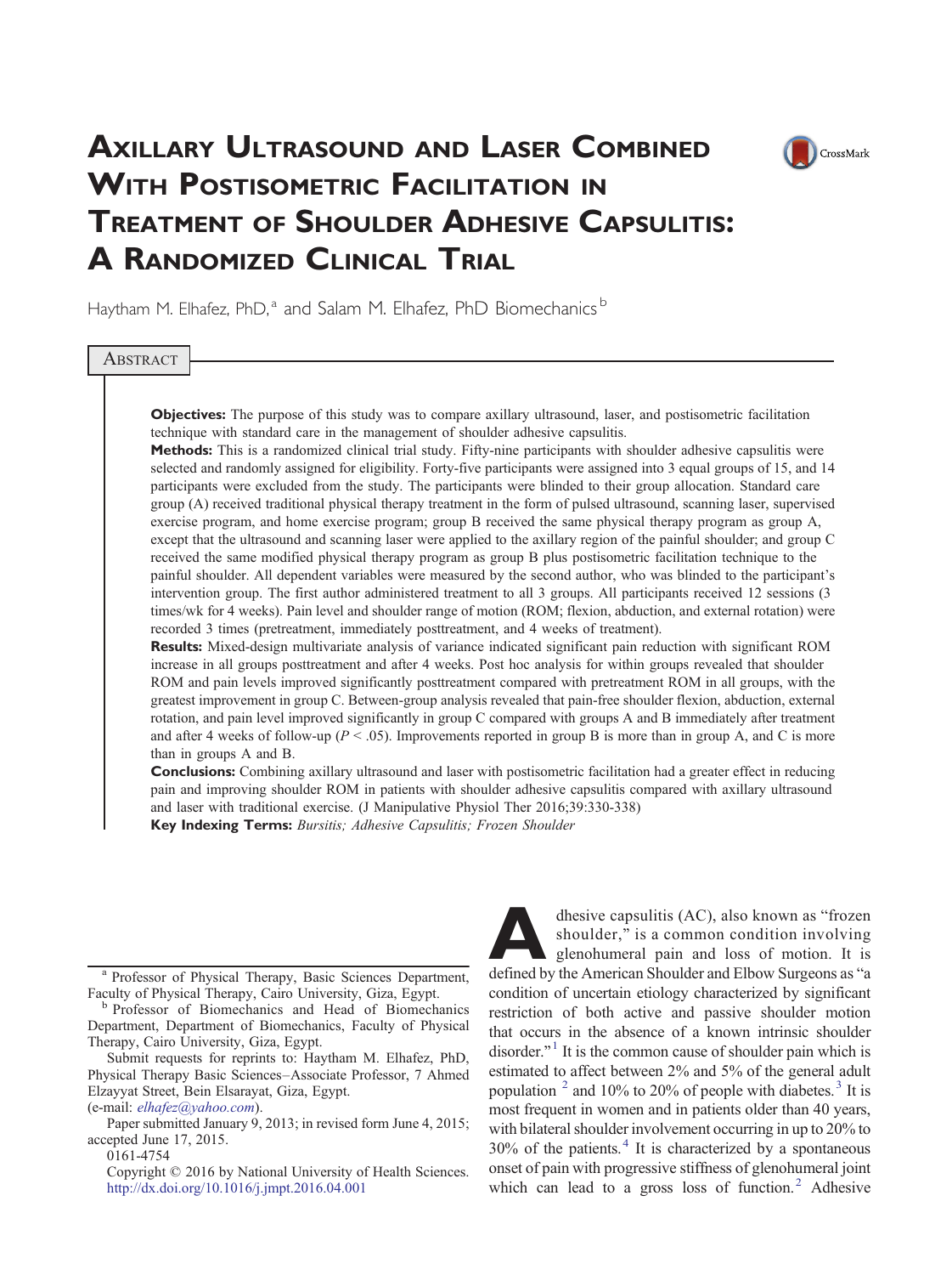# Axillary Ultrasound and Laser Combined With Postisometric Facilitation in Treatment of Shoulder Adhesive Capsulitis: A Randomized Clinical Trial

Haytham M. Elhafez, PhD,[a] and Salam M. Elhafez, PhD Biomechanics[b]

## Abstract

**Objectives:** The purpose of this study was to compare axillary ultrasound, laser, and postisometric facilitation technique with standard care in the management of shoulder adhesive capsulitis.

**Methods:** This is a randomized clinical trial study. Fifty-nine participants with shoulder adhesive capsulitis were selected and randomly assigned for eligibility. Forty-five participants were assigned into 3 equal groups of 15, and 14 participants were excluded from the study. The participants were blinded to their group allocation. Standard care group (A) received traditional physical therapy treatment in the form of pulsed ultrasound, scanning laser, supervised exercise program, and home exercise program; group B received the same physical therapy program as group A, except that the ultrasound and scanning laser were applied to the axillary region of the painful shoulder; and group C received the same modified physical therapy program as group B plus postisometric facilitation technique to the painful shoulder. All dependent variables were measured by the second author, who was blinded to the participant's intervention group. The first author administered treatment to all 3 groups. All participants received 12 sessions (3 times/wk for 4 weeks). Pain level and shoulder range of motion (ROM; flexion, abduction, and external rotation) were recorded 3 times (pretreatment, immediately posttreatment, and 4 weeks of treatment).

**Results:** Mixed-design multivariate analysis of variance indicated significant pain reduction with significant ROM increase in all groups posttreatment and after 4 weeks. Post hoc analysis for within groups revealed that shoulder ROM and pain levels improved significantly posttreatment compared with pretreatment ROM in all groups, with the greatest improvement in group C. Between-group analysis revealed that pain-free shoulder flexion, abduction, external rotation, and pain level improved significantly in group C compared with groups A and B immediately after treatment and after 4 weeks of follow-up ($P < .05$). Improvements reported in group B is more than in group A, and C is more than in groups A and B.

**Conclusions:** Combining axillary ultrasound and laser with postisometric facilitation had a greater effect in reducing pain and improving shoulder ROM in patients with shoulder adhesive capsulitis compared with axillary ultrasound and laser with traditional exercise. (J Manipulative Physiol Ther 2016;39:330-338)

**Key Indexing Terms:** *Bursitis; Adhesive Capsulitis; Frozen Shoulder*

Adhesive capsulitis (AC), also known as "frozen shoulder," is a common condition involving glenohumeral pain and loss of motion. It is defined by the American Shoulder and Elbow Surgeons as "a condition of uncertain etiology characterized by significant restriction of both active and passive shoulder motion that occurs in the absence of a known intrinsic shoulder disorder."[1] It is the common cause of shoulder pain which is estimated to affect between 2% and 5% of the general adult population [2] and 10% to 20% of people with diabetes.[3] It is most frequent in women and in patients older than 40 years, with bilateral shoulder involvement occurring in up to 20% to 30% of the patients.[4] It is characterized by a spontaneous onset of pain with progressive stiffness of glenohumeral joint which can lead to a gross loss of function.[2] Adhesive

---

[a] Professor of Physical Therapy, Basic Sciences Department, Faculty of Physical Therapy, Cairo University, Giza, Egypt.

[b] Professor of Biomechanics and Head of Biomechanics Department, Department of Biomechanics, Faculty of Physical Therapy, Cairo University, Giza, Egypt.

Submit requests for reprints to: Haytham M. Elhafez, PhD, Physical Therapy Basic Sciences–Associate Professor, 7 Ahmed Elzayyat Street, Bein Elsarayat, Giza, Egypt. (e-mail: elhafez@yahoo.com).

Paper submitted January 9, 2013; in revised form June 4, 2015; accepted June 17, 2015.

0161-4754

Copyright © 2016 by National University of Health Sciences. http://dx.doi.org/10.1016/j.jmpt.2016.04.001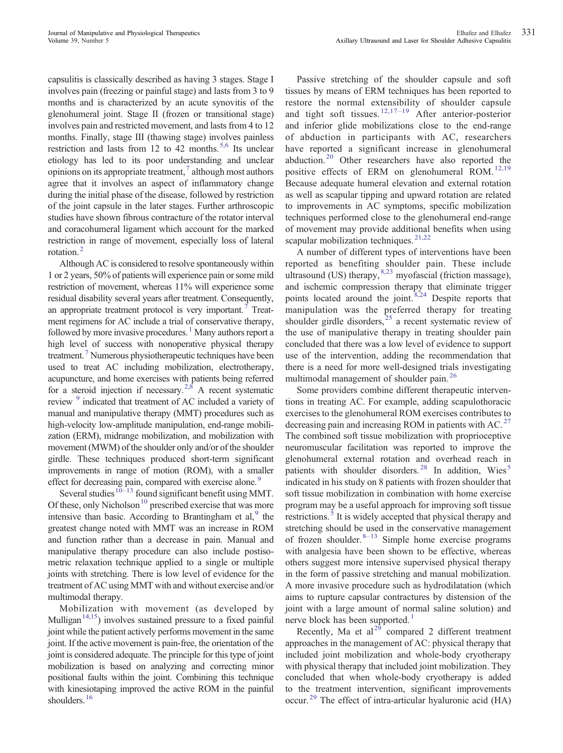capsulitis is classically described as having 3 stages. Stage I involves pain (freezing or painful stage) and lasts from 3 to 9 months and is characterized by an acute synovitis of the glenohumeral joint. Stage II (frozen or transitional stage) involves pain and restricted movement, and lasts from 4 to 12 months. Finally, stage III (thawing stage) involves painless restriction and lasts from 12 to 42 months.[5,6] Its unclear etiology has led to its poor understanding and unclear opinions on its appropriate treatment,[7] although most authors agree that it involves an aspect of inflammatory change during the initial phase of the disease, followed by restriction of the joint capsule in the later stages. Further arthroscopic studies have shown fibrous contracture of the rotator interval and coracohumeral ligament which account for the marked restriction in range of movement, especially loss of lateral rotation.[2]

Although AC is considered to resolve spontaneously within 1 or 2 years, 50% of patients will experience pain or some mild restriction of movement, whereas 11% will experience some residual disability several years after treatment. Consequently, an appropriate treatment protocol is very important.[7] Treatment regimens for AC include a trial of conservative therapy, followed by more invasive procedures.[1] Many authors report a high level of success with nonoperative physical therapy treatment.[7] Numerous physiotherapeutic techniques have been used to treat AC including mobilization, electrotherapy, acupuncture, and home exercises with patients being referred for a steroid injection if necessary.[2,8] A recent systematic review [9] indicated that treatment of AC included a variety of manual and manipulative therapy (MMT) procedures such as high-velocity low-amplitude manipulation, end-range mobilization (ERM), midrange mobilization, and mobilization with movement (MWM) of the shoulder only and/or of the shoulder girdle. These techniques produced short-term significant improvements in range of motion (ROM), with a smaller effect for decreasing pain, compared with exercise alone.[9]

Several studies[10–13] found significant benefit using MMT. Of these, only Nicholson[10] prescribed exercise that was more intensive than basic. According to Brantingham et al,[9] the greatest change noted with MMT was an increase in ROM and function rather than a decrease in pain. Manual and manipulative therapy procedure can also include postisometric relaxation technique applied to a single or multiple joints with stretching. There is low level of evidence for the treatment of AC using MMT with and without exercise and/or multimodal therapy.

Mobilization with movement (as developed by Mulligan[14,15]) involves sustained pressure to a fixed painful joint while the patient actively performs movement in the same joint. If the active movement is pain-free, the orientation of the joint is considered adequate. The principle for this type of joint mobilization is based on analyzing and correcting minor positional faults within the joint. Combining this technique with kinesiotaping improved the active ROM in the painful shoulders.[16]

Passive stretching of the shoulder capsule and soft tissues by means of ERM techniques has been reported to restore the normal extensibility of shoulder capsule and tight soft tissues.[12,17–19] After anterior-posterior and inferior glide mobilizations close to the end-range of abduction in participants with AC, researchers have reported a significant increase in glenohumeral abduction.[20] Other researchers have also reported the positive effects of ERM on glenohumeral ROM.[12,19] Because adequate humeral elevation and external rotation as well as scapular tipping and upward rotation are related to improvements in AC symptoms, specific mobilization techniques performed close to the glenohumeral end-range of movement may provide additional benefits when using scapular mobilization techniques.[21,22]

A number of different types of interventions have been reported as benefiting shoulder pain. These include ultrasound (US) therapy,[8,23] myofascial (friction massage), and ischemic compression therapy that eliminate trigger points located around the joint.[8,24] Despite reports that manipulation was the preferred therapy for treating shoulder girdle disorders,[25] a recent systematic review of the use of manipulative therapy in treating shoulder pain concluded that there was a low level of evidence to support use of the intervention, adding the recommendation that there is a need for more well-designed trials investigating multimodal management of shoulder pain.[26]

Some providers combine different therapeutic interventions in treating AC. For example, adding scapulothoracic exercises to the glenohumeral ROM exercises contributes to decreasing pain and increasing ROM in patients with AC.[27] The combined soft tissue mobilization with proprioceptive neuromuscular facilitation was reported to improve the glenohumeral external rotation and overhead reach in patients with shoulder disorders.[28] In addition, Wies[5] indicated in his study on 8 patients with frozen shoulder that soft tissue mobilization in combination with home exercise program may be a useful approach for improving soft tissue restrictions.[5] It is widely accepted that physical therapy and stretching should be used in the conservative management of frozen shoulder.[8–13] Simple home exercise programs with analgesia have been shown to be effective, whereas others suggest more intensive supervised physical therapy in the form of passive stretching and manual mobilization. A more invasive procedure such as hydrodilatation (which aims to rupture capsular contractures by distension of the joint with a large amount of normal saline solution) and nerve block has been supported.[1]

Recently, Ma et al[29] compared 2 different treatment approaches in the management of AC: physical therapy that included joint mobilization and whole-body cryotherapy with physical therapy that included joint mobilization. They concluded that when whole-body cryotherapy is added to the treatment intervention, significant improvements occur.[29] The effect of intra-articular hyaluronic acid (HA)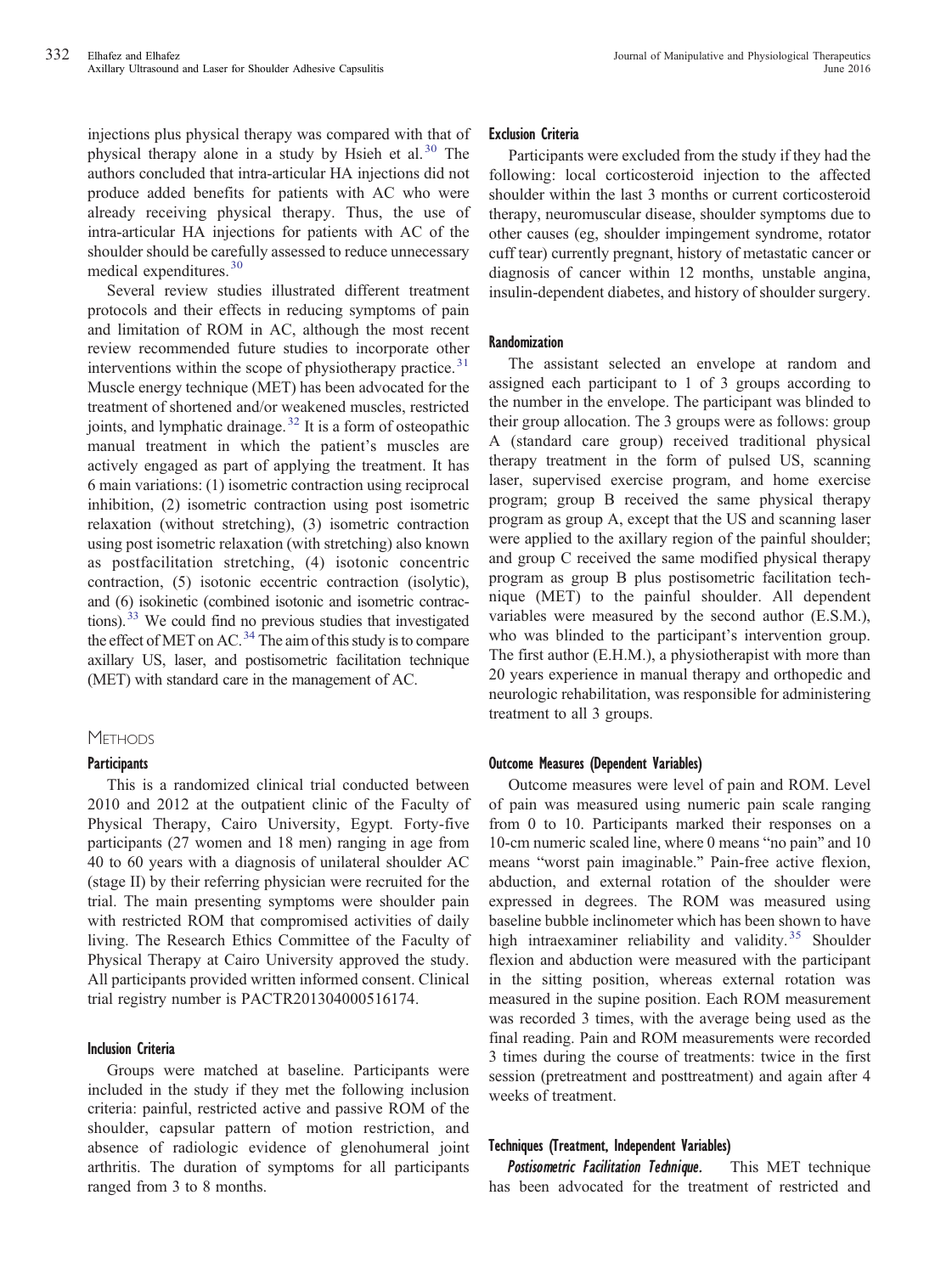injections plus physical therapy was compared with that of physical therapy alone in a study by Hsieh et al.[30] The authors concluded that intra-articular HA injections did not produce added benefits for patients with AC who were already receiving physical therapy. Thus, the use of intra-articular HA injections for patients with AC of the shoulder should be carefully assessed to reduce unnecessary medical expenditures.[30]

Several review studies illustrated different treatment protocols and their effects in reducing symptoms of pain and limitation of ROM in AC, although the most recent review recommended future studies to incorporate other interventions within the scope of physiotherapy practice.[31] Muscle energy technique (MET) has been advocated for the treatment of shortened and/or weakened muscles, restricted joints, and lymphatic drainage.[32] It is a form of osteopathic manual treatment in which the patient's muscles are actively engaged as part of applying the treatment. It has 6 main variations: (1) isometric contraction using reciprocal inhibition, (2) isometric contraction using post isometric relaxation (without stretching), (3) isometric contraction using post isometric relaxation (with stretching) also known as postfacilitation stretching, (4) isotonic concentric contraction, (5) isotonic eccentric contraction (isolytic), and (6) isokinetic (combined isotonic and isometric contractions).[33] We could find no previous studies that investigated the effect of MET on AC.[34] The aim of this study is to compare axillary US, laser, and postisometric facilitation technique (MET) with standard care in the management of AC.

## Methods

### Participants

This is a randomized clinical trial conducted between 2010 and 2012 at the outpatient clinic of the Faculty of Physical Therapy, Cairo University, Egypt. Forty-five participants (27 women and 18 men) ranging in age from 40 to 60 years with a diagnosis of unilateral shoulder AC (stage II) by their referring physician were recruited for the trial. The main presenting symptoms were shoulder pain with restricted ROM that compromised activities of daily living. The Research Ethics Committee of the Faculty of Physical Therapy at Cairo University approved the study. All participants provided written informed consent. Clinical trial registry number is PACTR201304000516174.

### Inclusion Criteria

Groups were matched at baseline. Participants were included in the study if they met the following inclusion criteria: painful, restricted active and passive ROM of the shoulder, capsular pattern of motion restriction, and absence of radiologic evidence of glenohumeral joint arthritis. The duration of symptoms for all participants ranged from 3 to 8 months.

### Exclusion Criteria

Participants were excluded from the study if they had the following: local corticosteroid injection to the affected shoulder within the last 3 months or current corticosteroid therapy, neuromuscular disease, shoulder symptoms due to other causes (eg, shoulder impingement syndrome, rotator cuff tear) currently pregnant, history of metastatic cancer or diagnosis of cancer within 12 months, unstable angina, insulin-dependent diabetes, and history of shoulder surgery.

### Randomization

The assistant selected an envelope at random and assigned each participant to 1 of 3 groups according to the number in the envelope. The participant was blinded to their group allocation. The 3 groups were as follows: group A (standard care group) received traditional physical therapy treatment in the form of pulsed US, scanning laser, supervised exercise program, and home exercise program; group B received the same physical therapy program as group A, except that the US and scanning laser were applied to the axillary region of the painful shoulder; and group C received the same modified physical therapy program as group B plus postisometric facilitation technique (MET) to the painful shoulder. All dependent variables were measured by the second author (E.S.M.), who was blinded to the participant's intervention group. The first author (E.H.M.), a physiotherapist with more than 20 years experience in manual therapy and orthopedic and neurologic rehabilitation, was responsible for administering treatment to all 3 groups.

### Outcome Measures (Dependent Variables)

Outcome measures were level of pain and ROM. Level of pain was measured using numeric pain scale ranging from 0 to 10. Participants marked their responses on a 10-cm numeric scaled line, where 0 means "no pain" and 10 means "worst pain imaginable." Pain-free active flexion, abduction, and external rotation of the shoulder were expressed in degrees. The ROM was measured using baseline bubble inclinometer which has been shown to have high intraexaminer reliability and validity.[35] Shoulder flexion and abduction were measured with the participant in the sitting position, whereas external rotation was measured in the supine position. Each ROM measurement was recorded 3 times, with the average being used as the final reading. Pain and ROM measurements were recorded 3 times during the course of treatments: twice in the first session (pretreatment and posttreatment) and again after 4 weeks of treatment.

### Techniques (Treatment, Independent Variables)

***Postisometric Facilitation Technique.*** This MET technique has been advocated for the treatment of restricted and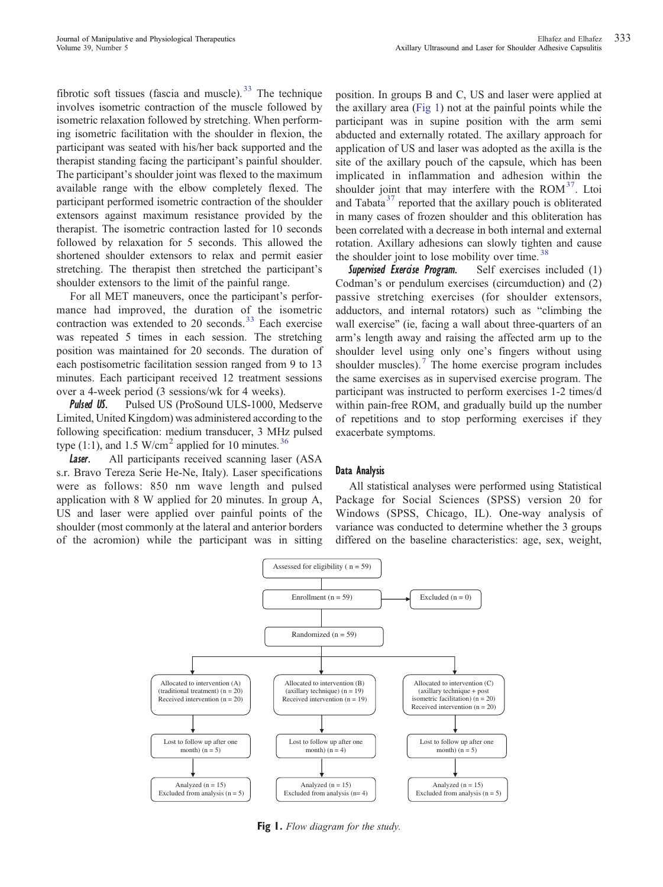fibrotic soft tissues (fascia and muscle).[33] The technique involves isometric contraction of the muscle followed by isometric relaxation followed by stretching. When performing isometric facilitation with the shoulder in flexion, the participant was seated with his/her back supported and the therapist standing facing the participant's painful shoulder. The participant's shoulder joint was flexed to the maximum available range with the elbow completely flexed. The participant performed isometric contraction of the shoulder extensors against maximum resistance provided by the therapist. The isometric contraction lasted for 10 seconds followed by relaxation for 5 seconds. This allowed the shortened shoulder extensors to relax and permit easier stretching. The therapist then stretched the participant's shoulder extensors to the limit of the painful range.

For all MET maneuvers, once the participant's performance had improved, the duration of the isometric contraction was extended to 20 seconds.[33] Each exercise was repeated 5 times in each session. The stretching position was maintained for 20 seconds. The duration of each postisometric facilitation session ranged from 9 to 13 minutes. Each participant received 12 treatment sessions over a 4-week period (3 sessions/wk for 4 weeks).

***Pulsed US.*** Pulsed US (ProSound ULS-1000, Medserve Limited, United Kingdom) was administered according to the following specification: medium transducer, 3 MHz pulsed type (1:1), and 1.5 W/cm$^2$ applied for 10 minutes.[36]

***Laser.*** All participants received scanning laser (ASA s.r. Bravo Tereza Serie He-Ne, Italy). Laser specifications were as follows: 850 nm wave length and pulsed application with 8 W applied for 20 minutes. In group A, US and laser were applied over painful points of the shoulder (most commonly at the lateral and anterior borders of the acromion) while the participant was in sitting position. In groups B and C, US and laser were applied at the axillary area (Fig 1) not at the painful points while the participant was in supine position with the arm semi abducted and externally rotated. The axillary approach for application of US and laser was adopted as the axilla is the site of the axillary pouch of the capsule, which has been implicated in inflammation and adhesion within the shoulder joint that may interfere with the ROM[37]. Ltoi and Tabata[37] reported that the axillary pouch is obliterated in many cases of frozen shoulder and this obliteration has been correlated with a decrease in both internal and external rotation. Axillary adhesions can slowly tighten and cause the shoulder joint to lose mobility over time.[38]

***Supervised Exercise Program.*** Self exercises included (1) Codman's or pendulum exercises (circumduction) and (2) passive stretching exercises (for shoulder extensors, adductors, and internal rotators) such as "climbing the wall exercise" (ie, facing a wall about three-quarters of an arm's length away and raising the affected arm up to the shoulder level using only one's fingers without using shoulder muscles).[7] The home exercise program includes the same exercises as in supervised exercise program. The participant was instructed to perform exercises 1-2 times/d within pain-free ROM, and gradually build up the number of repetitions and to stop performing exercises if they exacerbate symptoms.

### Data Analysis

All statistical analyses were performed using Statistical Package for Social Sciences (SPSS) version 20 for Windows (SPSS, Chicago, IL). One-way analysis of variance was conducted to determine whether the 3 groups differed on the baseline characteristics: age, sex, weight,

Assessed for eligibility ( n = 59)

Enrollment (n = 59) → Excluded (n = 0)

Randomized (n = 59)

| Allocated to intervention (A) (traditional treatment) (n = 20) Received intervention (n = 20) | Allocated to intervention (B) (axillary technique) (n = 19) Received intervention (n = 19) | Allocated to intervention (C) (axillary technique + post isometric facilitation) (n = 20) Received intervention (n = 20) |
|---|---|---|
| Lost to follow up after one month) (n = 5) | Lost to follow up after one month) (n = 4) | Lost to follow up after one month) (n = 5) |
| Analyzed (n = 15) Excluded from analysis (n = 5) | Analyzed (n = 15) Excluded from analysis (n= 4) | Analyzed (n = 15) Excluded from analysis (n = 5) |

**Fig 1.** *Flow diagram for the study.*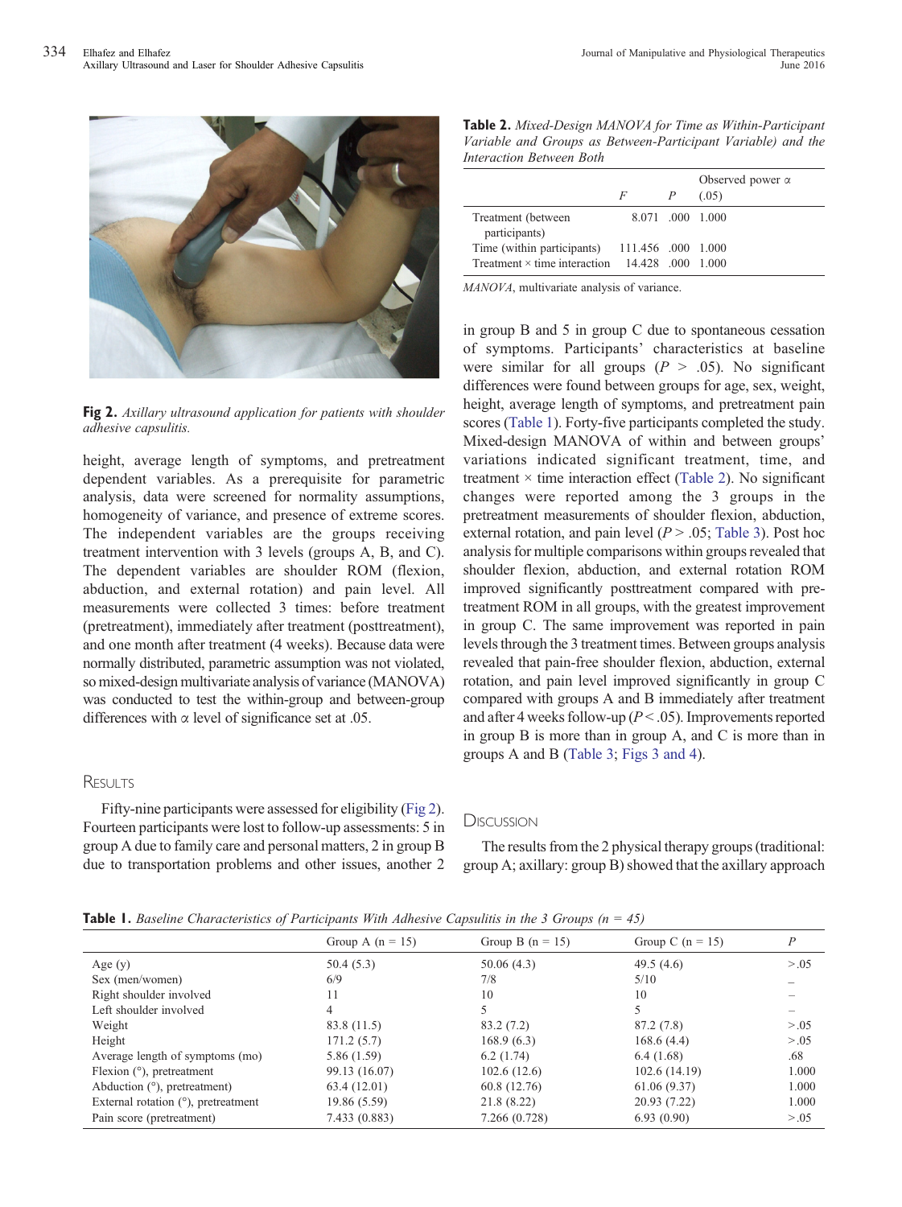Fig 2. *Axillary ultrasound application for patients with shoulder adhesive capsulitis.*

height, average length of symptoms, and pretreatment dependent variables. As a prerequisite for parametric analysis, data were screened for normality assumptions, homogeneity of variance, and presence of extreme scores. The independent variables are the groups receiving treatment intervention with 3 levels (groups A, B, and C). The dependent variables are shoulder ROM (flexion, abduction, and external rotation) and pain level. All measurements were collected 3 times: before treatment (pretreatment), immediately after treatment (posttreatment), and one month after treatment (4 weeks). Because data were normally distributed, parametric assumption was not violated, so mixed-design multivariate analysis of variance (MANOVA) was conducted to test the within-group and between-group differences with α level of significance set at .05.

## Results

Fifty-nine participants were assessed for eligibility (Fig 2). Fourteen participants were lost to follow-up assessments: 5 in group A due to family care and personal matters, 2 in group B due to transportation problems and other issues, another 2 in group B and 5 in group C due to spontaneous cessation of symptoms. Participants' characteristics at baseline were similar for all groups ($P > .05$). No significant differences were found between groups for age, sex, weight, height, average length of symptoms, and pretreatment pain scores (Table 1). Forty-five participants completed the study. Mixed-design MANOVA of within and between groups' variations indicated significant treatment, time, and treatment × time interaction effect (Table 2). No significant changes were reported among the 3 groups in the pretreatment measurements of shoulder flexion, abduction, external rotation, and pain level ($P > .05$; Table 3). Post hoc analysis for multiple comparisons within groups revealed that shoulder flexion, abduction, and external rotation ROM improved significantly posttreatment compared with pretreatment ROM in all groups, with the greatest improvement in group C. The same improvement was reported in pain levels through the 3 treatment times. Between groups analysis revealed that pain-free shoulder flexion, abduction, external rotation, and pain level improved significantly in group C compared with groups A and B immediately after treatment and after 4 weeks follow-up ($P < .05$). Improvements reported in group B is more than in group A, and C is more than in groups A and B (Table 3; Figs 3 and 4).

**Table 2.** *Mixed-Design MANOVA for Time as Within-Participant Variable and Groups as Between-Participant Variable) and the Interaction Between Both*

| | F | P | Observed power α (.05) |
|---|---|---|---|
| Treatment (between participants) | 8.071 | .000 | 1.000 |
| Time (within participants) | 111.456 | .000 | 1.000 |
| Treatment × time interaction | 14.428 | .000 | 1.000 |

*MANOVA*, multivariate analysis of variance.

## Discussion

The results from the 2 physical therapy groups (traditional: group A; axillary: group B) showed that the axillary approach

**Table 1.** *Baseline Characteristics of Participants With Adhesive Capsulitis in the 3 Groups (n = 45)*

| | Group A (n = 15) | Group B (n = 15) | Group C (n = 15) | P |
|---|---|---|---|---|
| Age (y) | 50.4 (5.3) | 50.06 (4.3) | 49.5 (4.6) | >.05 |
| Sex (men/women) | 6/9 | 7/8 | 5/10 | – |
| Right shoulder involved | 11 | 10 | 10 | – |
| Left shoulder involved | 4 | 5 | 5 | – |
| Weight | 83.8 (11.5) | 83.2 (7.2) | 87.2 (7.8) | >.05 |
| Height | 171.2 (5.7) | 168.9 (6.3) | 168.6 (4.4) | >.05 |
| Average length of symptoms (mo) | 5.86 (1.59) | 6.2 (1.74) | 6.4 (1.68) | .68 |
| Flexion (°), pretreatment | 99.13 (16.07) | 102.6 (12.6) | 102.6 (14.19) | 1.000 |
| Abduction (°), pretreatment | 63.4 (12.01) | 60.8 (12.76) | 61.06 (9.37) | 1.000 |
| External rotation (°), pretreatment | 19.86 (5.59) | 21.8 (8.22) | 20.93 (7.22) | 1.000 |
| Pain score (pretreatment) | 7.433 (0.883) | 7.266 (0.728) | 6.93 (0.90) | >.05 |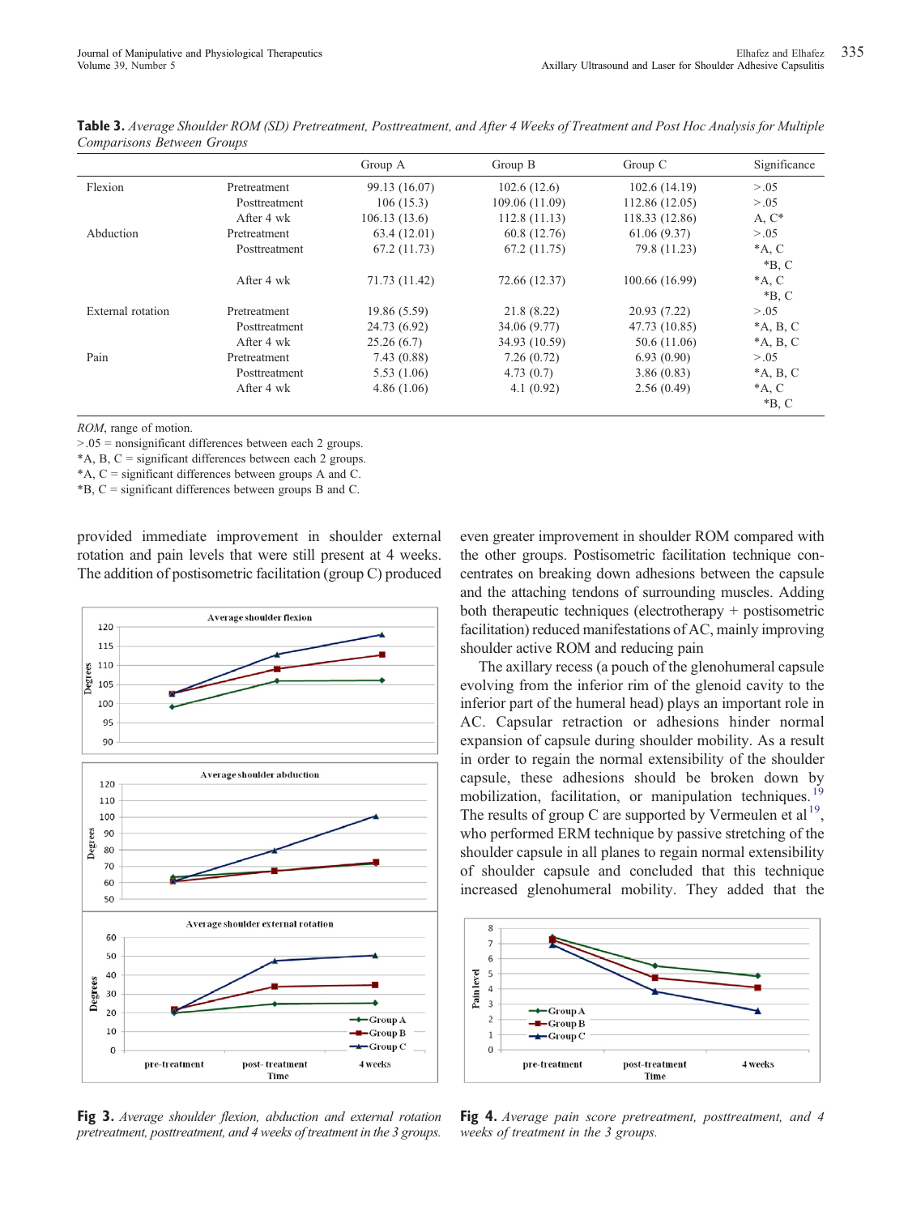**Table 3.** *Average Shoulder ROM (SD) Pretreatment, Posttreatment, and After 4 Weeks of Treatment and Post Hoc Analysis for Multiple Comparisons Between Groups*

| | | Group A | Group B | Group C | Significance |
|---|---|---|---|---|---|
| Flexion | Pretreatment | 99.13 (16.07) | 102.6 (12.6) | 102.6 (14.19) | >.05 |
| | Posttreatment | 106 (15.3) | 109.06 (11.09) | 112.86 (12.05) | >.05 |
| | After 4 wk | 106.13 (13.6) | 112.8 (11.13) | 118.33 (12.86) | A, C* |
| Abduction | Pretreatment | 63.4 (12.01) | 60.8 (12.76) | 61.06 (9.37) | >.05 |
| | Posttreatment | 67.2 (11.73) | 67.2 (11.75) | 79.8 (11.23) | *A, C *B, C |
| | After 4 wk | 71.73 (11.42) | 72.66 (12.37) | 100.66 (16.99) | *A, C *B, C |
| External rotation | Pretreatment | 19.86 (5.59) | 21.8 (8.22) | 20.93 (7.22) | >.05 |
| | Posttreatment | 24.73 (6.92) | 34.06 (9.77) | 47.73 (10.85) | *A, B, C |
| | After 4 wk | 25.26 (6.7) | 34.93 (10.59) | 50.6 (11.06) | *A, B, C |
| Pain | Pretreatment | 7.43 (0.88) | 7.26 (0.72) | 6.93 (0.90) | >.05 |
| | Posttreatment | 5.53 (1.06) | 4.73 (0.7) | 3.86 (0.83) | *A, B, C |
| | After 4 wk | 4.86 (1.06) | 4.1 (0.92) | 2.56 (0.49) | *A, C *B, C |

*ROM*, range of motion.
>.05 = nonsignificant differences between each 2 groups.
*A, B, C = significant differences between each 2 groups.
*A, C = significant differences between groups A and C.
*B, C = significant differences between groups B and C.

provided immediate improvement in shoulder external rotation and pain levels that were still present at 4 weeks. The addition of postisometric facilitation (group C) produced even greater improvement in shoulder ROM compared with the other groups. Postisometric facilitation technique concentrates on breaking down adhesions between the capsule and the attaching tendons of surrounding muscles. Adding both therapeutic techniques (electrotherapy + postisometric facilitation) reduced manifestations of AC, mainly improving shoulder active ROM and reducing pain

The axillary recess (a pouch of the glenohumeral capsule evolving from the inferior rim of the glenoid cavity to the inferior part of the humeral head) plays an important role in AC. Capsular retraction or adhesions hinder normal expansion of capsule during shoulder mobility. As a result in order to regain the normal extensibility of the shoulder capsule, these adhesions should be broken down by mobilization, facilitation, or manipulation techniques.[19] The results of group C are supported by Vermeulen et al[19], who performed ERM technique by passive stretching of the shoulder capsule in all planes to regain normal extensibility of shoulder capsule and concluded that this technique increased glenohumeral mobility. They added that the

**Fig 3.** *Average shoulder flexion, abduction and external rotation pretreatment, posttreatment, and 4 weeks of treatment in the 3 groups.*

**Fig 4.** *Average pain score pretreatment, posttreatment, and 4 weeks of treatment in the 3 groups.*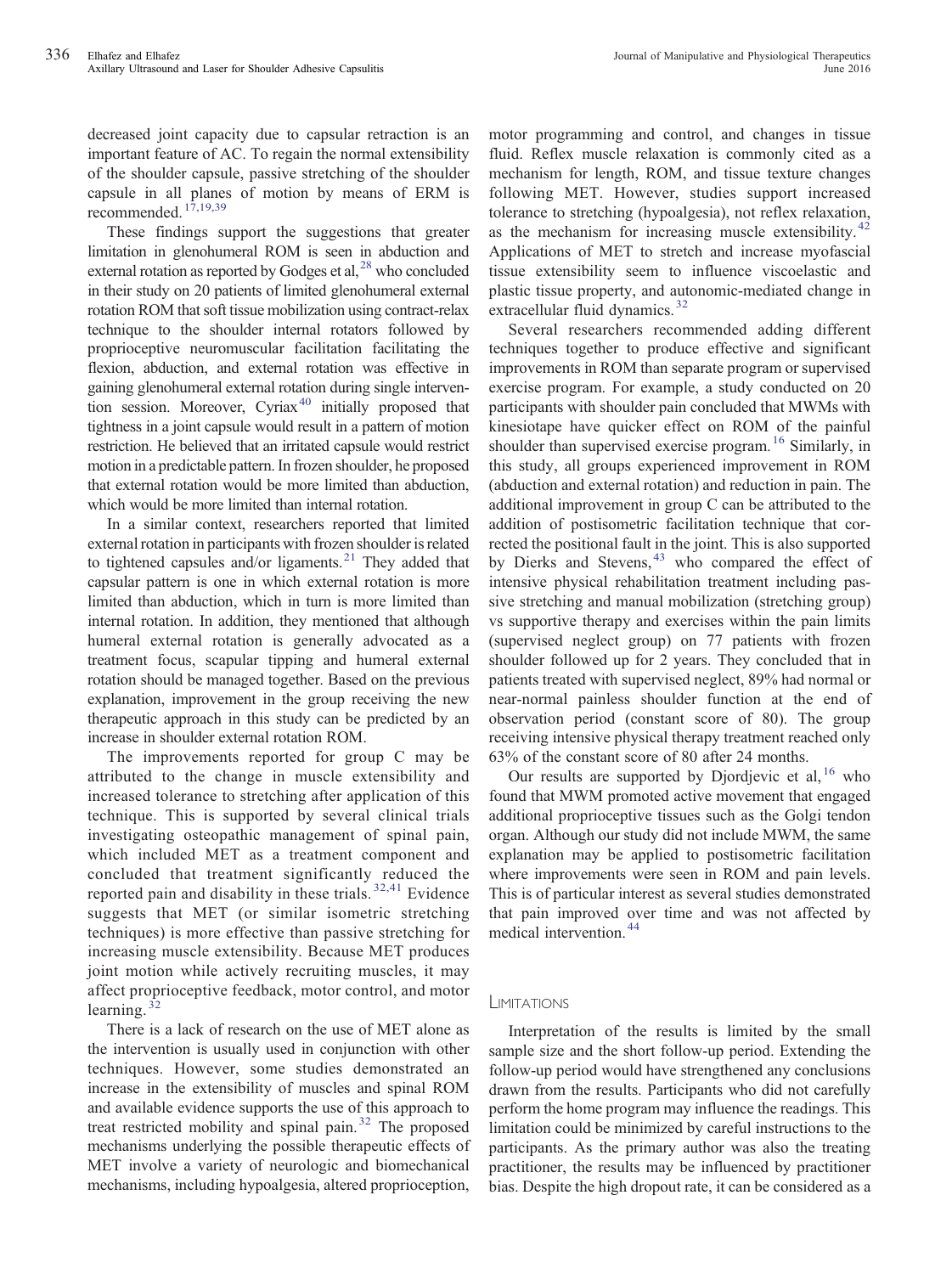decreased joint capacity due to capsular retraction is an important feature of AC. To regain the normal extensibility of the shoulder capsule, passive stretching of the shoulder capsule in all planes of motion by means of ERM is recommended.[17,19,39]

These findings support the suggestions that greater limitation in glenohumeral ROM is seen in abduction and external rotation as reported by Godges et al,[28] who concluded in their study on 20 patients of limited glenohumeral external rotation ROM that soft tissue mobilization using contract-relax technique to the shoulder internal rotators followed by proprioceptive neuromuscular facilitation facilitating the flexion, abduction, and external rotation was effective in gaining glenohumeral external rotation during single intervention session. Moreover, Cyriax[40] initially proposed that tightness in a joint capsule would result in a pattern of motion restriction. He believed that an irritated capsule would restrict motion in a predictable pattern. In frozen shoulder, he proposed that external rotation would be more limited than abduction, which would be more limited than internal rotation.

In a similar context, researchers reported that limited external rotation in participants with frozen shoulder is related to tightened capsules and/or ligaments.[21] They added that capsular pattern is one in which external rotation is more limited than abduction, which in turn is more limited than internal rotation. In addition, they mentioned that although humeral external rotation is generally advocated as a treatment focus, scapular tipping and humeral external rotation should be managed together. Based on the previous explanation, improvement in the group receiving the new therapeutic approach in this study can be predicted by an increase in shoulder external rotation ROM.

The improvements reported for group C may be attributed to the change in muscle extensibility and increased tolerance to stretching after application of this technique. This is supported by several clinical trials investigating osteopathic management of spinal pain, which included MET as a treatment component and concluded that treatment significantly reduced the reported pain and disability in these trials.[32,41] Evidence suggests that MET (or similar isometric stretching techniques) is more effective than passive stretching for increasing muscle extensibility. Because MET produces joint motion while actively recruiting muscles, it may affect proprioceptive feedback, motor control, and motor learning.[32]

There is a lack of research on the use of MET alone as the intervention is usually used in conjunction with other techniques. However, some studies demonstrated an increase in the extensibility of muscles and spinal ROM and available evidence supports the use of this approach to treat restricted mobility and spinal pain.[32] The proposed mechanisms underlying the possible therapeutic effects of MET involve a variety of neurologic and biomechanical mechanisms, including hypoalgesia, altered proprioception, motor programming and control, and changes in tissue fluid. Reflex muscle relaxation is commonly cited as a mechanism for length, ROM, and tissue texture changes following MET. However, studies support increased tolerance to stretching (hypoalgesia), not reflex relaxation, as the mechanism for increasing muscle extensibility.[42] Applications of MET to stretch and increase myofascial tissue extensibility seem to influence viscoelastic and plastic tissue property, and autonomic-mediated change in extracellular fluid dynamics.[32]

Several researchers recommended adding different techniques together to produce effective and significant improvements in ROM than separate program or supervised exercise program. For example, a study conducted on 20 participants with shoulder pain concluded that MWMs with kinesiotape have quicker effect on ROM of the painful shoulder than supervised exercise program.[16] Similarly, in this study, all groups experienced improvement in ROM (abduction and external rotation) and reduction in pain. The additional improvement in group C can be attributed to the addition of postisometric facilitation technique that corrected the positional fault in the joint. This is also supported by Dierks and Stevens,[43] who compared the effect of intensive physical rehabilitation treatment including passive stretching and manual mobilization (stretching group) vs supportive therapy and exercises within the pain limits (supervised neglect group) on 77 patients with frozen shoulder followed up for 2 years. They concluded that in patients treated with supervised neglect, 89% had normal or near-normal painless shoulder function at the end of observation period (constant score of 80). The group receiving intensive physical therapy treatment reached only 63% of the constant score of 80 after 24 months.

Our results are supported by Djordjevic et al,[16] who found that MWM promoted active movement that engaged additional proprioceptive tissues such as the Golgi tendon organ. Although our study did not include MWM, the same explanation may be applied to postisometric facilitation where improvements were seen in ROM and pain levels. This is of particular interest as several studies demonstrated that pain improved over time and was not affected by medical intervention.[44]

## Limitations

Interpretation of the results is limited by the small sample size and the short follow-up period. Extending the follow-up period would have strengthened any conclusions drawn from the results. Participants who did not carefully perform the home program may influence the readings. This limitation could be minimized by careful instructions to the participants. As the primary author was also the treating practitioner, the results may be influenced by practitioner bias. Despite the high dropout rate, it can be considered as a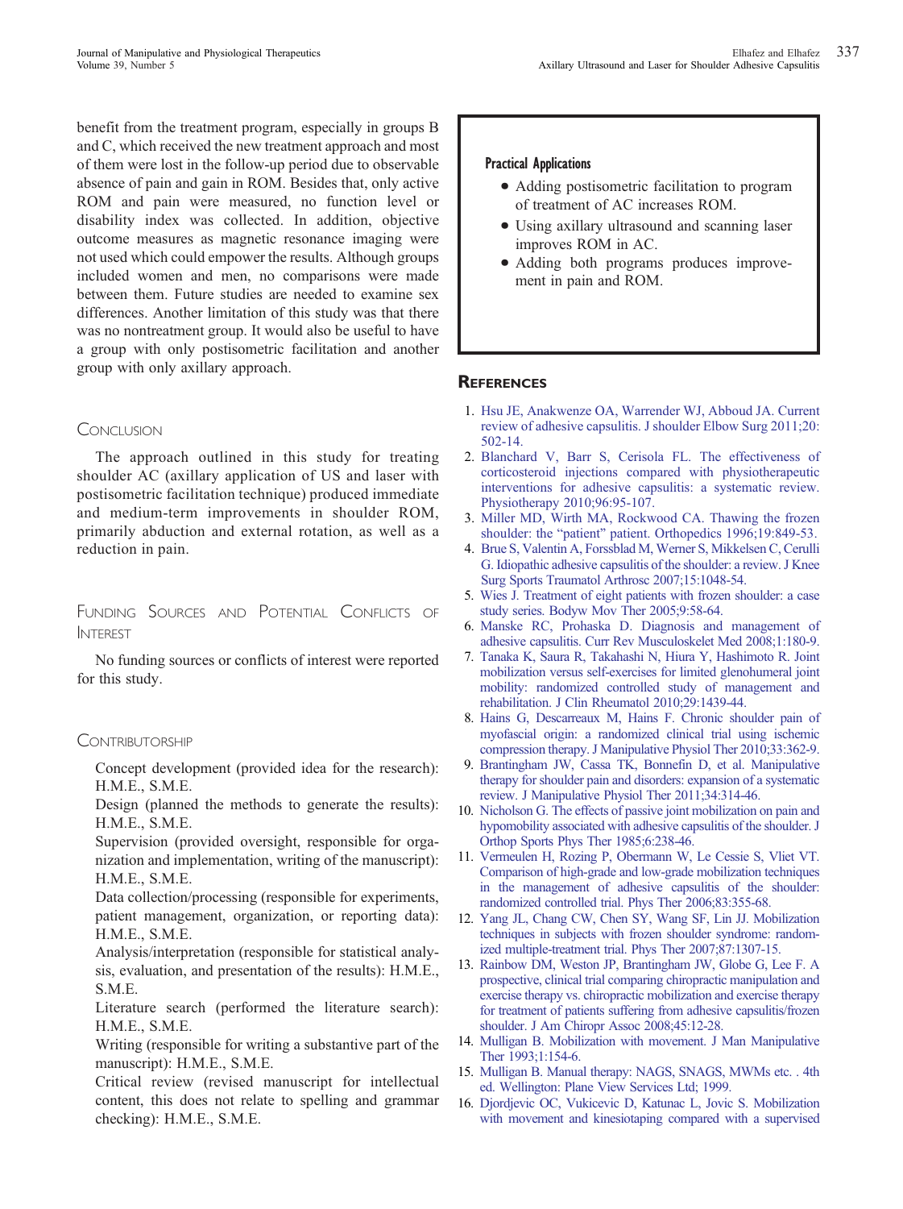benefit from the treatment program, especially in groups B and C, which received the new treatment approach and most of them were lost in the follow-up period due to observable absence of pain and gain in ROM. Besides that, only active ROM and pain were measured, no function level or disability index was collected. In addition, objective outcome measures as magnetic resonance imaging were not used which could empower the results. Although groups included women and men, no comparisons were made between them. Future studies are needed to examine sex differences. Another limitation of this study was that there was no nontreatment group. It would also be useful to have a group with only postisometric facilitation and another group with only axillary approach.

## Conclusion

The approach outlined in this study for treating shoulder AC (axillary application of US and laser with postisometric facilitation technique) produced immediate and medium-term improvements in shoulder ROM, primarily abduction and external rotation, as well as a reduction in pain.

## Funding Sources and Potential Conflicts of Interest

No funding sources or conflicts of interest were reported for this study.

## Contributorship

Concept development (provided idea for the research): H.M.E., S.M.E.

Design (planned the methods to generate the results): H.M.E., S.M.E.

Supervision (provided oversight, responsible for organization and implementation, writing of the manuscript): H.M.E., S.M.E.

Data collection/processing (responsible for experiments, patient management, organization, or reporting data): H.M.E., S.M.E.

Analysis/interpretation (responsible for statistical analysis, evaluation, and presentation of the results): H.M.E., S.M.E.

Literature search (performed the literature search): H.M.E., S.M.E.

Writing (responsible for writing a substantive part of the manuscript): H.M.E., S.M.E.

Critical review (revised manuscript for intellectual content, this does not relate to spelling and grammar checking): H.M.E., S.M.E.

**Practical Applications**

- Adding postisometric facilitation to program of treatment of AC increases ROM.
- Using axillary ultrasound and scanning laser improves ROM in AC.
- Adding both programs produces improvement in pain and ROM.

## References

1. Hsu JE, Anakwenze OA, Warrender WJ, Abboud JA. Current review of adhesive capsulitis. J shoulder Elbow Surg 2011;20:502-14.
2. Blanchard V, Barr S, Cerisola FL. The effectiveness of corticosteroid injections compared with physiotherapeutic interventions for adhesive capsulitis: a systematic review. Physiotherapy 2010;96:95-107.
3. Miller MD, Wirth MA, Rockwood CA. Thawing the frozen shoulder: the "patient" patient. Orthopedics 1996;19:849-53.
4. Brue S, Valentin A, Forssblad M, Werner S, Mikkelsen C, Cerulli G. Idiopathic adhesive capsulitis of the shoulder: a review. J Knee Surg Sports Traumatol Arthrosc 2007;15:1048-54.
5. Wies J. Treatment of eight patients with frozen shoulder: a case study series. Bodyw Mov Ther 2005;9:58-64.
6. Manske RC, Prohaska D. Diagnosis and management of adhesive capsulitis. Curr Rev Musculoskelet Med 2008;1:180-9.
7. Tanaka K, Saura R, Takahashi N, Hiura Y, Hashimoto R. Joint mobilization versus self-exercises for limited glenohumeral joint mobility: randomized controlled study of management and rehabilitation. J Clin Rheumatol 2010;29:1439-44.
8. Hains G, Descarreaux M, Hains F. Chronic shoulder pain of myofascial origin: a randomized clinical trial using ischemic compression therapy. J Manipulative Physiol Ther 2010;33:362-9.
9. Brantingham JW, Cassa TK, Bonnefin D, et al. Manipulative therapy for shoulder pain and disorders: expansion of a systematic review. J Manipulative Physiol Ther 2011;34:314-46.
10. Nicholson G. The effects of passive joint mobilization on pain and hypomobility associated with adhesive capsulitis of the shoulder. J Orthop Sports Phys Ther 1985;6:238-46.
11. Vermeulen H, Rozing P, Obermann W, Le Cessie S, Vliet VT. Comparison of high-grade and low-grade mobilization techniques in the management of adhesive capsulitis of the shoulder: randomized controlled trial. Phys Ther 2006;83:355-68.
12. Yang JL, Chang CW, Chen SY, Wang SF, Lin JJ. Mobilization techniques in subjects with frozen shoulder syndrome: randomized multiple-treatment trial. Phys Ther 2007;87:1307-15.
13. Rainbow DM, Weston JP, Brantingham JW, Globe G, Lee F. A prospective, clinical trial comparing chiropractic manipulation and exercise therapy vs. chiropractic mobilization and exercise therapy for treatment of patients suffering from adhesive capsulitis/frozen shoulder. J Am Chiropr Assoc 2008;45:12-28.
14. Mulligan B. Mobilization with movement. J Man Manipulative Ther 1993;1:154-6.
15. Mulligan B. Manual therapy: NAGS, SNAGS, MWMs etc. . 4th ed. Wellington: Plane View Services Ltd; 1999.
16. Djordjevic OC, Vukicevic D, Katunac L, Jovic S. Mobilization with movement and kinesiotaping compared with a supervised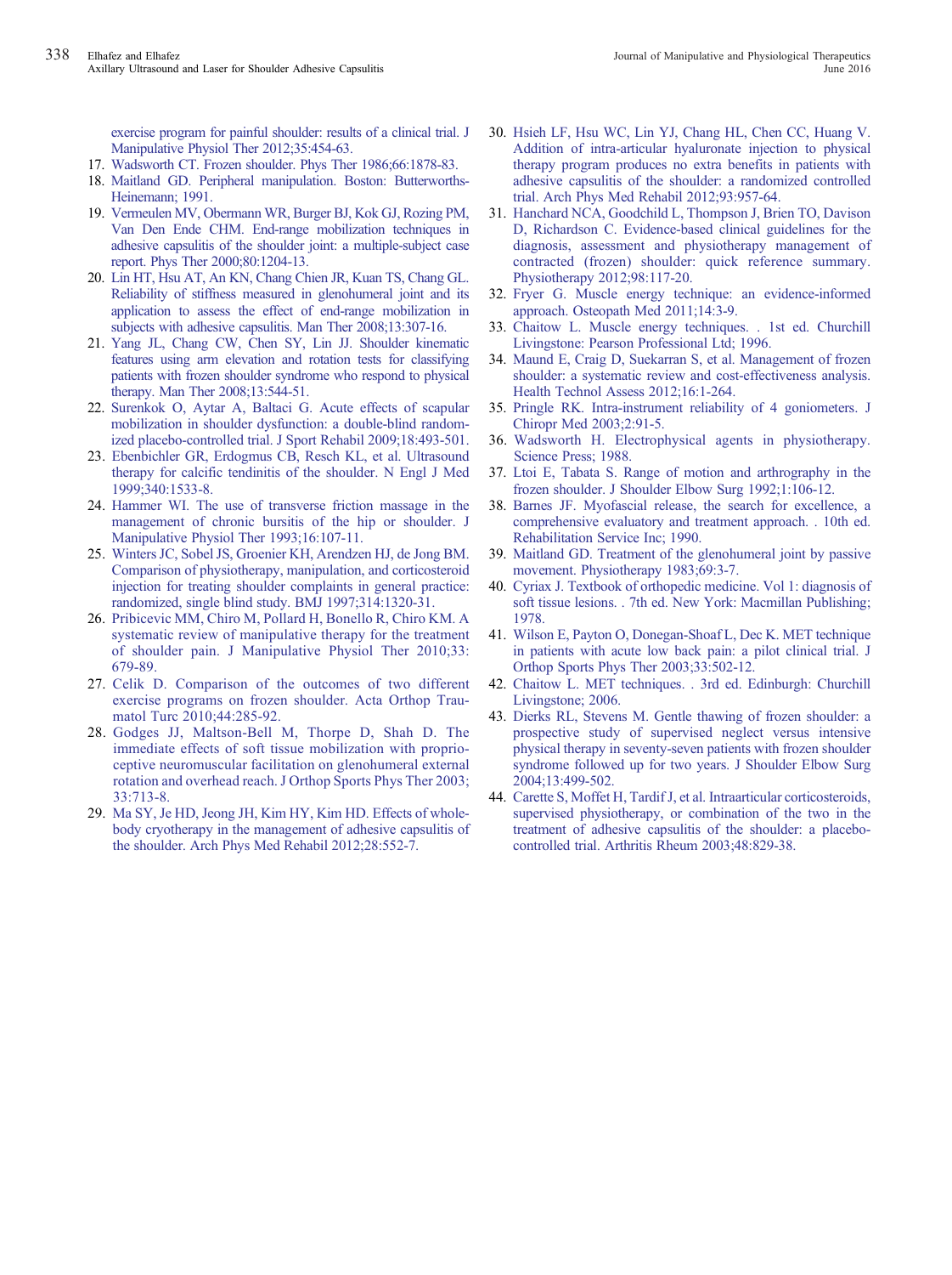exercise program for painful shoulder: results of a clinical trial. J Manipulative Physiol Ther 2012;35:454-63.

17. Wadsworth CT. Frozen shoulder. Phys Ther 1986;66:1878-83.
18. Maitland GD. Peripheral manipulation. Boston: Butterworths-Heinemann; 1991.
19. Vermeulen MV, Obermann WR, Burger BJ, Kok GJ, Rozing PM, Van Den Ende CHM. End-range mobilization techniques in adhesive capsulitis of the shoulder joint: a multiple-subject case report. Phys Ther 2000;80:1204-13.
20. Lin HT, Hsu AT, An KN, Chang Chien JR, Kuan TS, Chang GL. Reliability of stiffness measured in glenohumeral joint and its application to assess the effect of end-range mobilization in subjects with adhesive capsulitis. Man Ther 2008;13:307-16.
21. Yang JL, Chang CW, Chen SY, Lin JJ. Shoulder kinematic features using arm elevation and rotation tests for classifying patients with frozen shoulder syndrome who respond to physical therapy. Man Ther 2008;13:544-51.
22. Surenkok O, Aytar A, Baltaci G. Acute effects of scapular mobilization in shoulder dysfunction: a double-blind randomized placebo-controlled trial. J Sport Rehabil 2009;18:493-501.
23. Ebenbichler GR, Erdogmus CB, Resch KL, et al. Ultrasound therapy for calcific tendinitis of the shoulder. N Engl J Med 1999;340:1533-8.
24. Hammer WI. The use of transverse friction massage in the management of chronic bursitis of the hip or shoulder. J Manipulative Physiol Ther 1993;16:107-11.
25. Winters JC, Sobel JS, Groenier KH, Arendzen HJ, de Jong BM. Comparison of physiotherapy, manipulation, and corticosteroid injection for treating shoulder complaints in general practice: randomized, single blind study. BMJ 1997;314:1320-31.
26. Pribicevic MM, Chiro M, Pollard H, Bonello R, Chiro KM. A systematic review of manipulative therapy for the treatment of shoulder pain. J Manipulative Physiol Ther 2010;33:679-89.
27. Celik D. Comparison of the outcomes of two different exercise programs on frozen shoulder. Acta Orthop Traumatol Turc 2010;44:285-92.
28. Godges JJ, Maltson-Bell M, Thorpe D, Shah D. The immediate effects of soft tissue mobilization with proprioceptive neuromuscular facilitation on glenohumeral external rotation and overhead reach. J Orthop Sports Phys Ther 2003;33:713-8.
29. Ma SY, Je HD, Jeong JH, Kim HY, Kim HD. Effects of whole-body cryotherapy in the management of adhesive capsulitis of the shoulder. Arch Phys Med Rehabil 2012;28:552-7.
30. Hsieh LF, Hsu WC, Lin YJ, Chang HL, Chen CC, Huang V. Addition of intra-articular hyaluronate injection to physical therapy program produces no extra benefits in patients with adhesive capsulitis of the shoulder: a randomized controlled trial. Arch Phys Med Rehabil 2012;93:957-64.
31. Hanchard NCA, Goodchild L, Thompson J, Brien TO, Davison D, Richardson C. Evidence-based clinical guidelines for the diagnosis, assessment and physiotherapy management of contracted (frozen) shoulder: quick reference summary. Physiotherapy 2012;98:117-20.
32. Fryer G. Muscle energy technique: an evidence-informed approach. Osteopath Med 2011;14:3-9.
33. Chaitow L. Muscle energy techniques. . 1st ed. Churchill Livingstone: Pearson Professional Ltd; 1996.
34. Maund E, Craig D, Suekarran S, et al. Management of frozen shoulder: a systematic review and cost-effectiveness analysis. Health Technol Assess 2012;16:1-264.
35. Pringle RK. Intra-instrument reliability of 4 goniometers. J Chiropr Med 2003;2:91-5.
36. Wadsworth H. Electrophysical agents in physiotherapy. Science Press; 1988.
37. Ltoi E, Tabata S. Range of motion and arthrography in the frozen shoulder. J Shoulder Elbow Surg 1992;1:106-12.
38. Barnes JF. Myofascial release, the search for excellence, a comprehensive evaluatory and treatment approach. . 10th ed. Rehabilitation Service Inc; 1990.
39. Maitland GD. Treatment of the glenohumeral joint by passive movement. Physiotherapy 1983;69:3-7.
40. Cyriax J. Textbook of orthopedic medicine. Vol 1: diagnosis of soft tissue lesions. . 7th ed. New York: Macmillan Publishing; 1978.
41. Wilson E, Payton O, Donegan-Shoaf L, Dec K. MET technique in patients with acute low back pain: a pilot clinical trial. J Orthop Sports Phys Ther 2003;33:502-12.
42. Chaitow L. MET techniques. . 3rd ed. Edinburgh: Churchill Livingstone; 2006.
43. Dierks RL, Stevens M. Gentle thawing of frozen shoulder: a prospective study of supervised neglect versus intensive physical therapy in seventy-seven patients with frozen shoulder syndrome followed up for two years. J Shoulder Elbow Surg 2004;13:499-502.
44. Carette S, Moffet H, Tardif J, et al. Intraarticular corticosteroids, supervised physiotherapy, or combination of the two in the treatment of adhesive capsulitis of the shoulder: a placebo-controlled trial. Arthritis Rheum 2003;48:829-38.